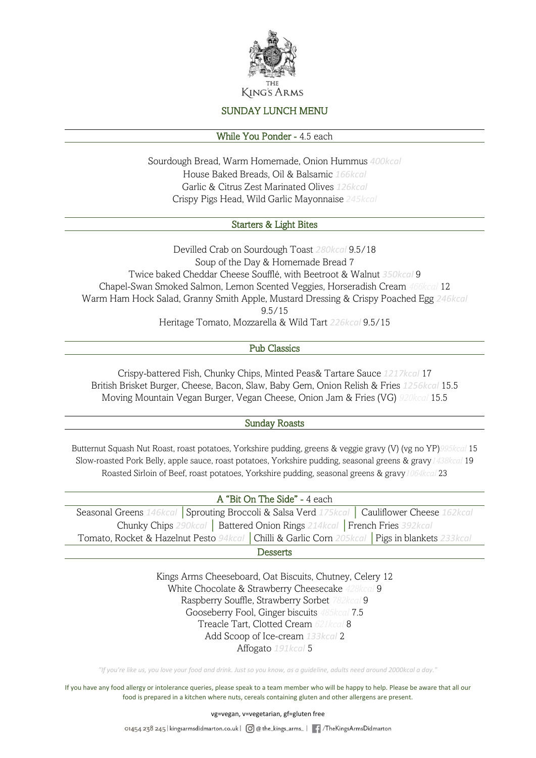THE
KING'S ARMS

# SUNDAY LUNCH MENU

## While You Ponder - 4.5 each

Sourdough Bread, Warm Homemade, Onion Hummus *400kcal*
House Baked Breads, Oil & Balsamic *166kcal*
Garlic & Citrus Zest Marinated Olives *126kcal*
Crispy Pigs Head, Wild Garlic Mayonnaise *245kcal*

## Starters & Light Bites

Devilled Crab on Sourdough Toast *280kcal* 9.5/18
Soup of the Day & Homemade Bread 7
Twice baked Cheddar Cheese Soufflé, with Beetroot & Walnut *350kcal* 9
Chapel-Swan Smoked Salmon, Lemon Scented Veggies, Horseradish Cream *466kcal* 12
Warm Ham Hock Salad, Granny Smith Apple, Mustard Dressing & Crispy Poached Egg *246kcal* 9.5/15
Heritage Tomato, Mozzarella & Wild Tart *226kcal* 9.5/15

## Pub Classics

Crispy-battered Fish, Chunky Chips, Minted Peas& Tartare Sauce *1217kcal* 17
British Brisket Burger, Cheese, Bacon, Slaw, Baby Gem, Onion Relish & Fries *1256kcal* 15.5
Moving Mountain Vegan Burger, Vegan Cheese, Onion Jam & Fries (VG) *920kcal* 15.5

## Sunday Roasts

Butternut Squash Nut Roast, roast potatoes, Yorkshire pudding, greens & veggie gravy (V) (vg no YP) *995kcal* 15
Slow-roasted Pork Belly, apple sauce, roast potatoes, Yorkshire pudding, seasonal greens & gravy *1438kcal* 19
Roasted Sirloin of Beef, roast potatoes, Yorkshire pudding, seasonal greens & gravy *1064kcal* 23

## A "Bit On The Side" - 4 each

Seasonal Greens *146kcal* | Sprouting Broccoli & Salsa Verd *175kcal* | Cauliflower Cheese *162kcal*
Chunky Chips *290kcal* | Battered Onion Rings *214kcal* | French Fries *392kcal*
Tomato, Rocket & Hazelnut Pesto *94kcal* | Chilli & Garlic Corn *205kcal* | Pigs in blankets *233kcal*

## Desserts

Kings Arms Cheeseboard, Oat Biscuits, Chutney, Celery 12
White Chocolate & Strawberry Cheesecake *428kcal* 9
Raspberry Souffle, Strawberry Sorbet *782kcal* 9
Gooseberry Fool, Ginger biscuits *485kcal* 7.5
Treacle Tart, Clotted Cream *621kcal* 8
Add Scoop of Ice-cream *133kcal* 2
Affogato *191kcal* 5

*"If you're like us, you love your food and drink. Just so you know, as a guideline, adults need around 2000kcal a day."*

If you have any food allergy or intolerance queries, please speak to a team member who will be happy to help. Please be aware that all our food is prepared in a kitchen where nuts, cereals containing gluten and other allergens are present.

vg=vegan, v=vegetarian, gf=gluten free

01454 238 245 | kingsarmsdidmarton.co.uk | @the_kings_arms_ | /TheKingsArmsDidmarton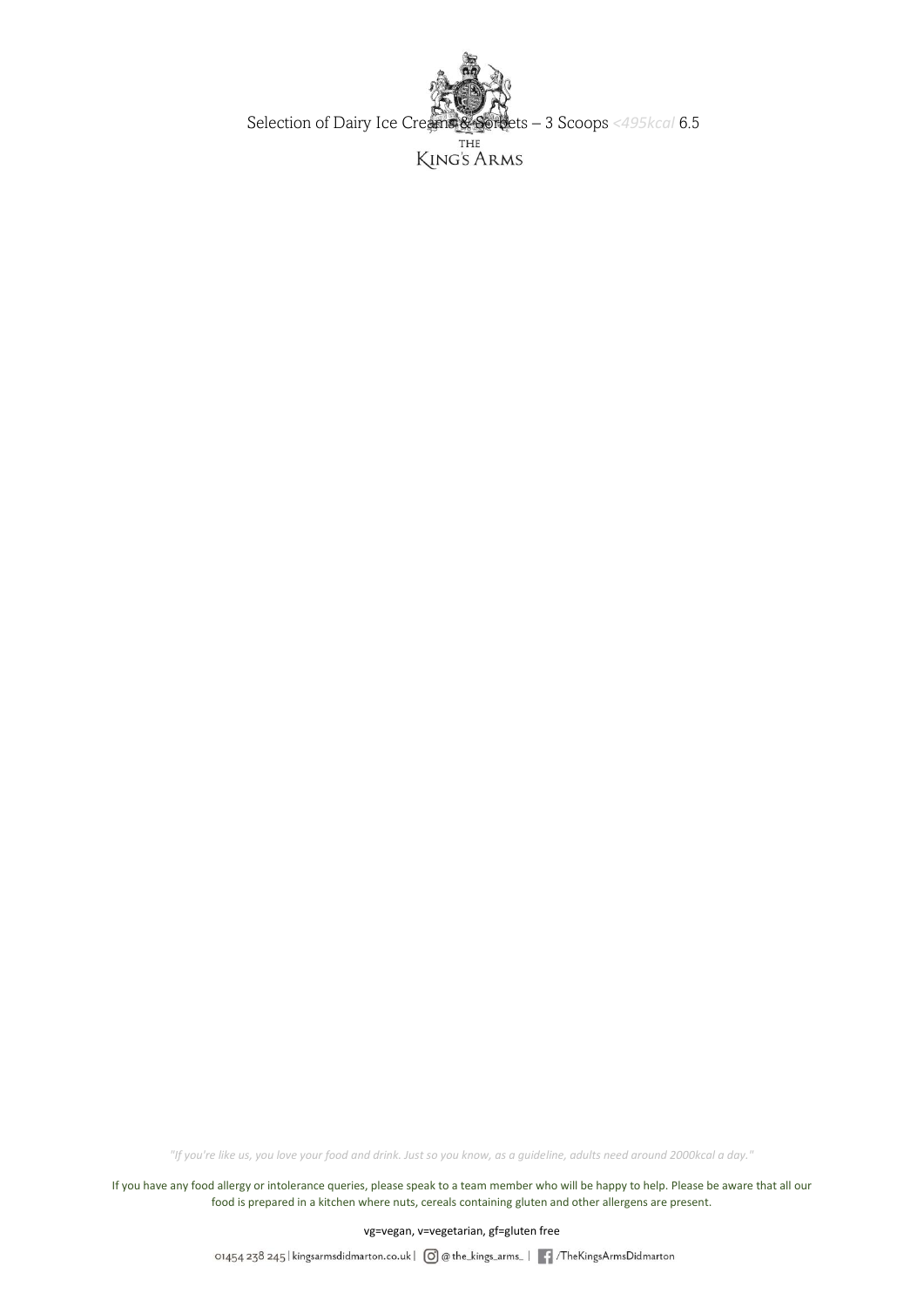THE KING'S ARMS

Selection of Dairy Ice Creams & Sorbets – 3 Scoops *<495kcal* 6.5

*"If you're like us, you love your food and drink. Just so you know, as a guideline, adults need around 2000kcal a day."*

If you have any food allergy or intolerance queries, please speak to a team member who will be happy to help. Please be aware that all our food is prepared in a kitchen where nuts, cereals containing gluten and other allergens are present.

vg=vegan, v=vegetarian, gf=gluten free

01454 238 245 | kingsarmsdidmarton.co.uk | @the_kings_arms_ | /TheKingsArmsDidmarton